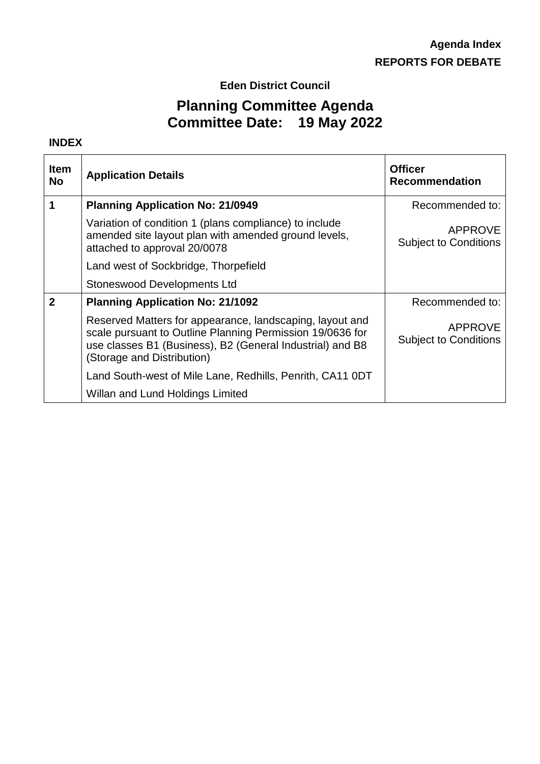**Agenda Index**

**REPORTS FOR DEBATE**

**Eden District Council**

# Planning Committee Agenda
# Committee Date: 19 May 2022

**INDEX**

| Item No | Application Details | Officer Recommendation |
|---|---|---|
| **1** | **Planning Application No: 21/0949**<br>Variation of condition 1 (plans compliance) to include amended site layout plan with amended ground levels, attached to approval 20/0078<br>Land west of Sockbridge, Thorpefield<br>Stoneswood Developments Ltd | Recommended to:<br>APPROVE<br>Subject to Conditions |
| **2** | **Planning Application No: 21/1092**<br>Reserved Matters for appearance, landscaping, layout and scale pursuant to Outline Planning Permission 19/0636 for use classes B1 (Business), B2 (General Industrial) and B8 (Storage and Distribution)<br>Land South-west of Mile Lane, Redhills, Penrith, CA11 0DT<br>Willan and Lund Holdings Limited | Recommended to:<br>APPROVE<br>Subject to Conditions |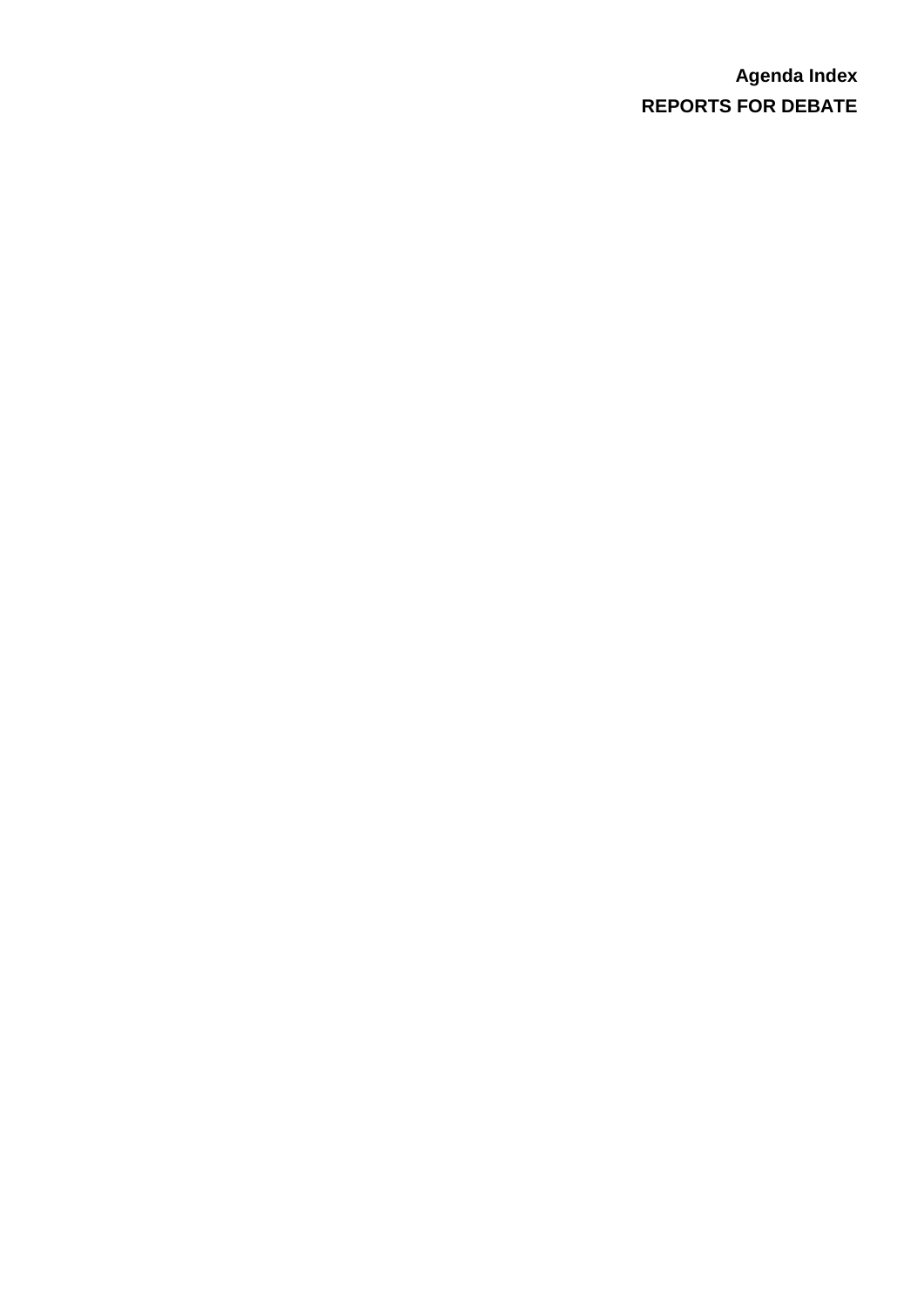**Agenda Index**

**REPORTS FOR DEBATE**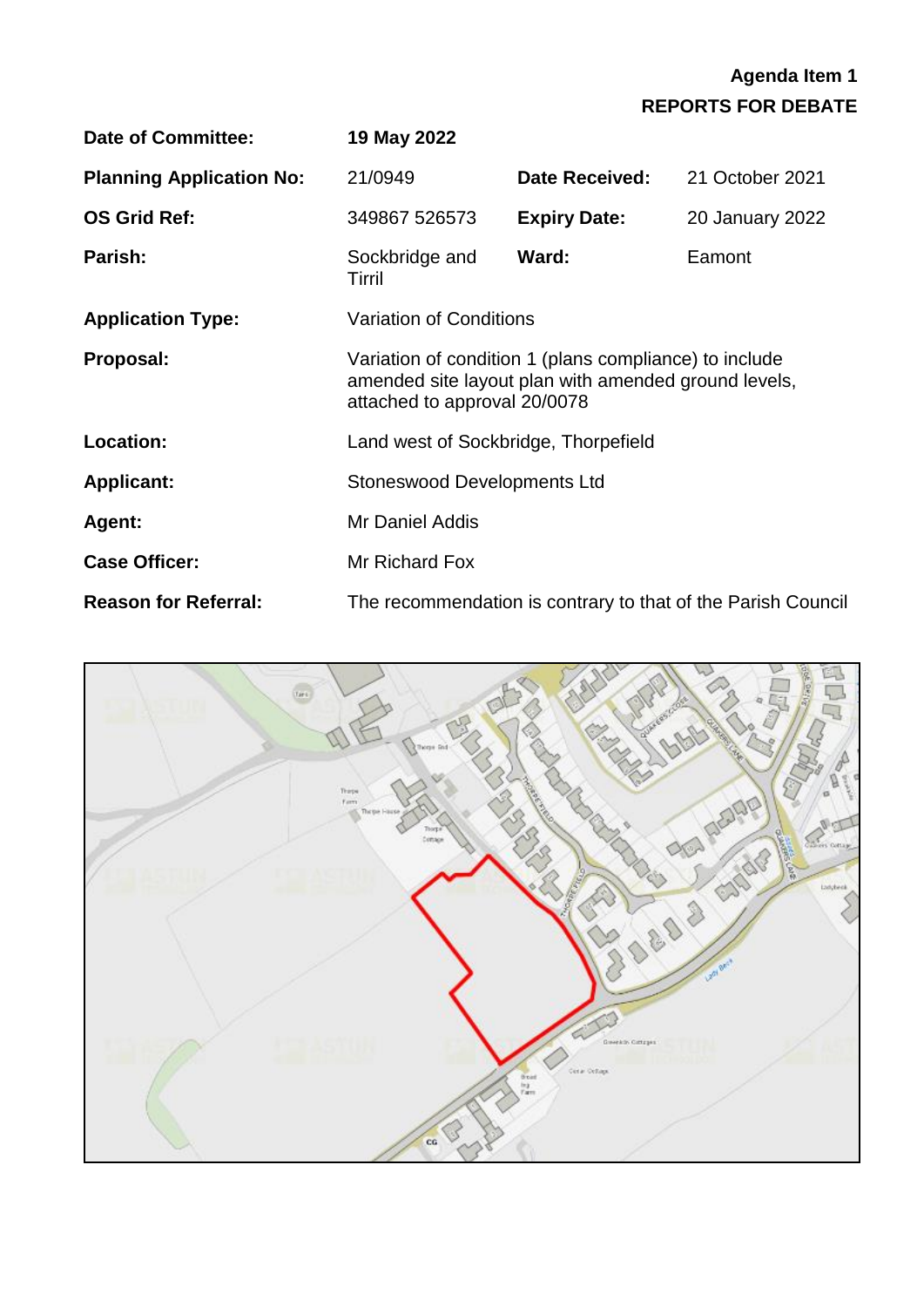**Agenda Item 1**
**REPORTS FOR DEBATE**

| | | | |
|---|---|---|---|
| **Date of Committee:** | **19 May 2022** | | |
| **Planning Application No:** | 21/0949 | **Date Received:** | 21 October 2021 |
| **OS Grid Ref:** | 349867 526573 | **Expiry Date:** | 20 January 2022 |
| **Parish:** | Sockbridge and Tirril | **Ward:** | Eamont |
| **Application Type:** | Variation of Conditions | | |
| **Proposal:** | Variation of condition 1 (plans compliance) to include amended site layout plan with amended ground levels, attached to approval 20/0078 | | |
| **Location:** | Land west of Sockbridge, Thorpefield | | |
| **Applicant:** | Stoneswood Developments Ltd | | |
| **Agent:** | Mr Daniel Addis | | |
| **Case Officer:** | Mr Richard Fox | | |
| **Reason for Referral:** | The recommendation is contrary to that of the Parish Council | | |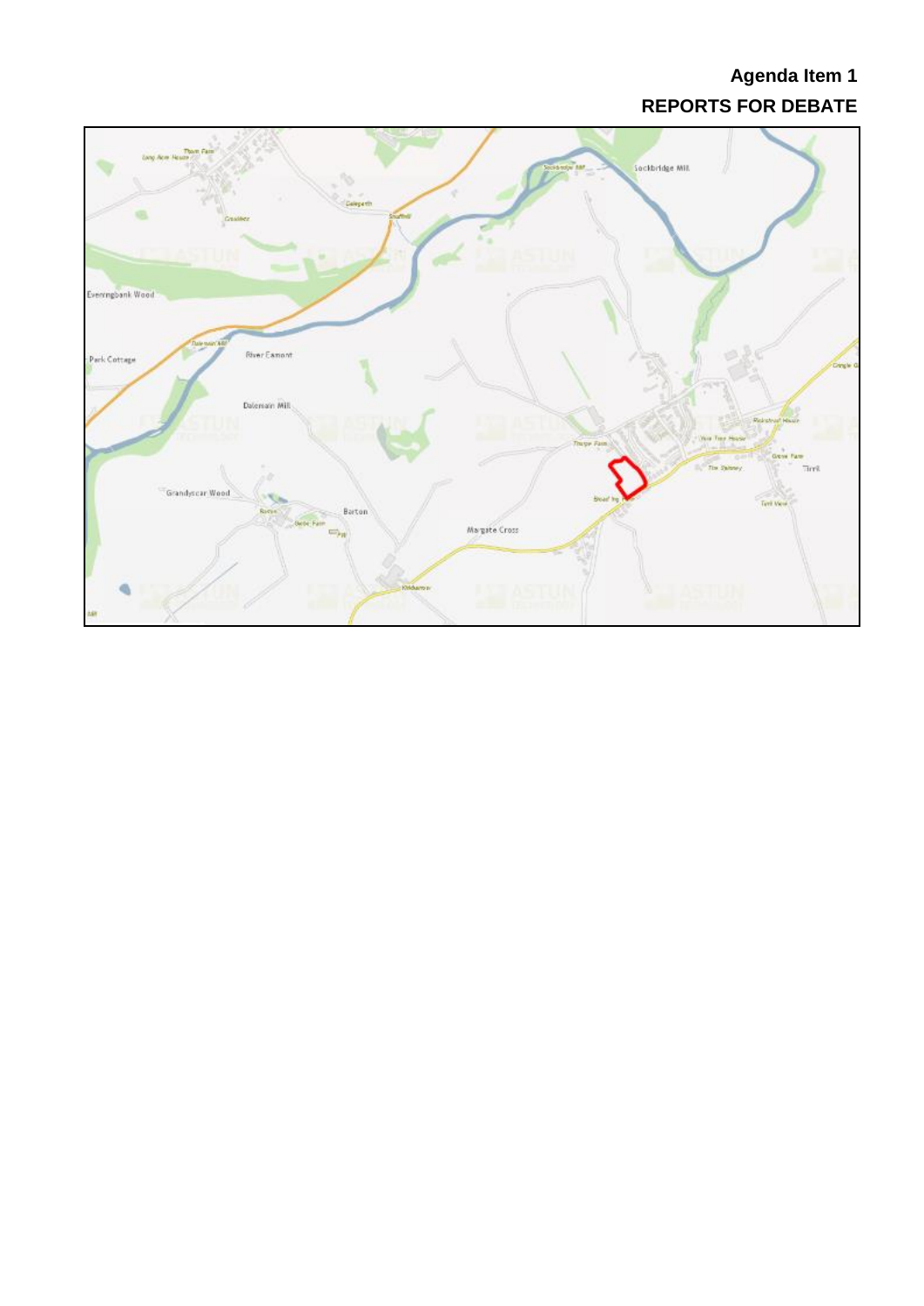**Agenda Item 1**

**REPORTS FOR DEBATE**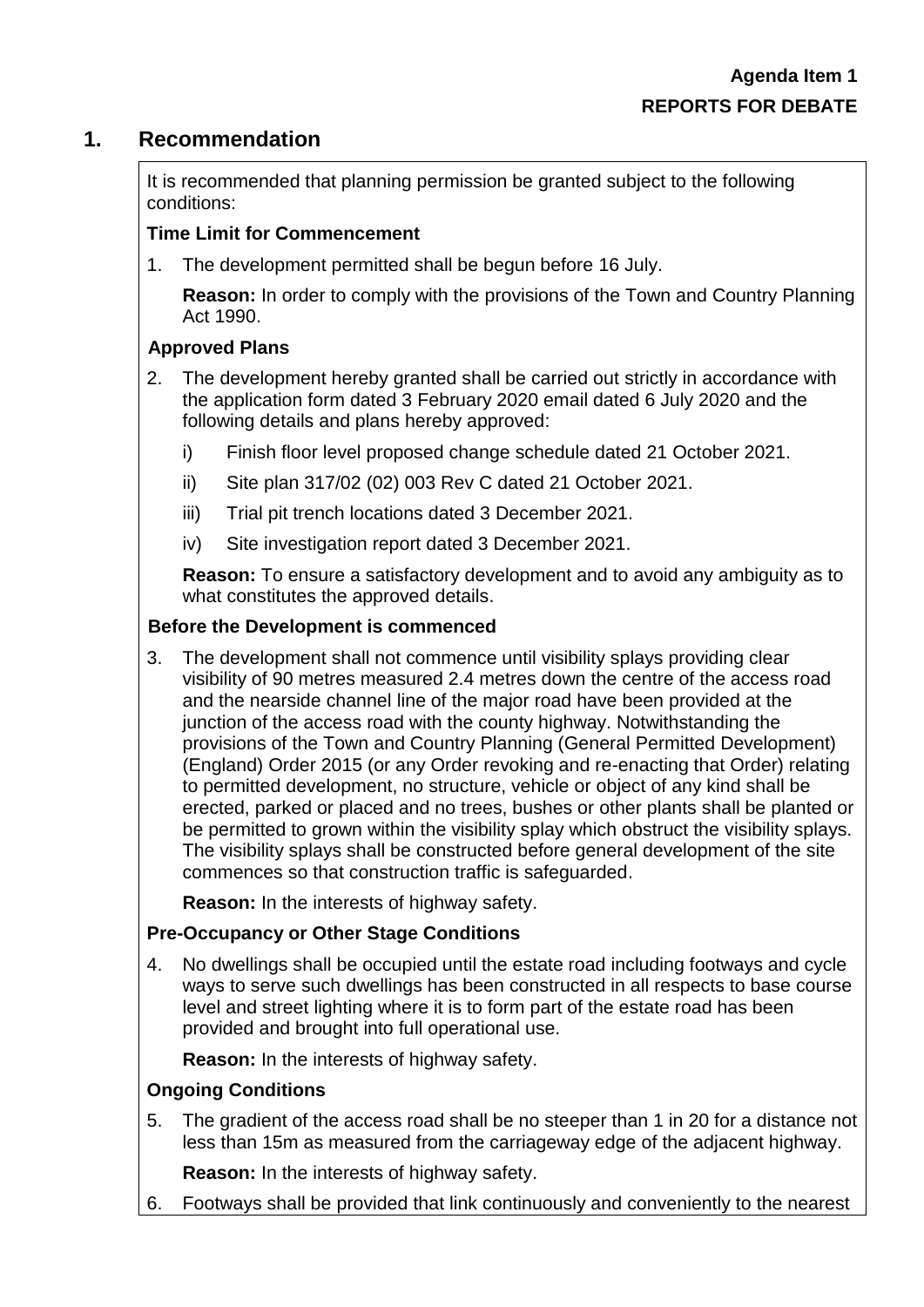**Agenda Item 1**

**REPORTS FOR DEBATE**

## 1. Recommendation

It is recommended that planning permission be granted subject to the following conditions:

**Time Limit for Commencement**

1. The development permitted shall be begun before 16 July.

   **Reason:** In order to comply with the provisions of the Town and Country Planning Act 1990.

**Approved Plans**

2. The development hereby granted shall be carried out strictly in accordance with the application form dated 3 February 2020 email dated 6 July 2020 and the following details and plans hereby approved:

   i) Finish floor level proposed change schedule dated 21 October 2021.

   ii) Site plan 317/02 (02) 003 Rev C dated 21 October 2021.

   iii) Trial pit trench locations dated 3 December 2021.

   iv) Site investigation report dated 3 December 2021.

   **Reason:** To ensure a satisfactory development and to avoid any ambiguity as to what constitutes the approved details.

**Before the Development is commenced**

3. The development shall not commence until visibility splays providing clear visibility of 90 metres measured 2.4 metres down the centre of the access road and the nearside channel line of the major road have been provided at the junction of the access road with the county highway. Notwithstanding the provisions of the Town and Country Planning (General Permitted Development) (England) Order 2015 (or any Order revoking and re-enacting that Order) relating to permitted development, no structure, vehicle or object of any kind shall be erected, parked or placed and no trees, bushes or other plants shall be planted or be permitted to grown within the visibility splay which obstruct the visibility splays. The visibility splays shall be constructed before general development of the site commences so that construction traffic is safeguarded.

   **Reason:** In the interests of highway safety.

**Pre-Occupancy or Other Stage Conditions**

4. No dwellings shall be occupied until the estate road including footways and cycle ways to serve such dwellings has been constructed in all respects to base course level and street lighting where it is to form part of the estate road has been provided and brought into full operational use.

   **Reason:** In the interests of highway safety.

**Ongoing Conditions**

5. The gradient of the access road shall be no steeper than 1 in 20 for a distance not less than 15m as measured from the carriageway edge of the adjacent highway.

   **Reason:** In the interests of highway safety.

6. Footways shall be provided that link continuously and conveniently to the nearest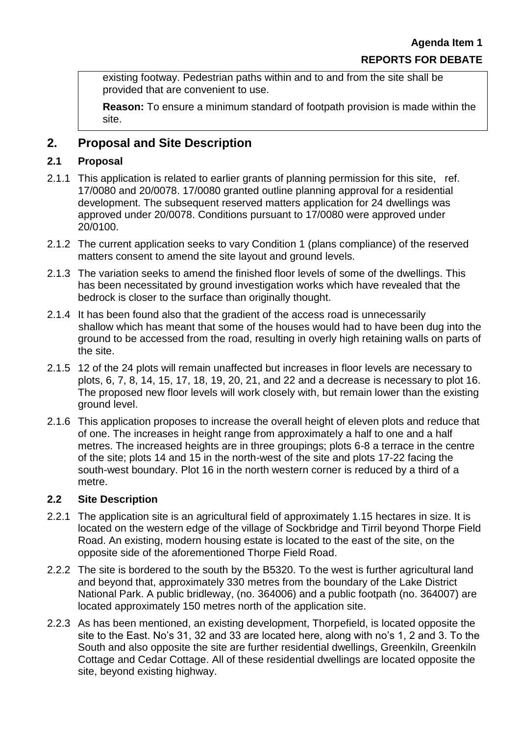existing footway. Pedestrian paths within and to and from the site shall be provided that are convenient to use.

**Reason:** To ensure a minimum standard of footpath provision is made within the site.

## 2. Proposal and Site Description

### 2.1 Proposal

2.1.1 This application is related to earlier grants of planning permission for this site, ref. 17/0080 and 20/0078. 17/0080 granted outline planning approval for a residential development. The subsequent reserved matters application for 24 dwellings was approved under 20/0078. Conditions pursuant to 17/0080 were approved under 20/0100.

2.1.2 The current application seeks to vary Condition 1 (plans compliance) of the reserved matters consent to amend the site layout and ground levels.

2.1.3 The variation seeks to amend the finished floor levels of some of the dwellings. This has been necessitated by ground investigation works which have revealed that the bedrock is closer to the surface than originally thought.

2.1.4 It has been found also that the gradient of the access road is unnecessarily shallow which has meant that some of the houses would had to have been dug into the ground to be accessed from the road, resulting in overly high retaining walls on parts of the site.

2.1.5 12 of the 24 plots will remain unaffected but increases in floor levels are necessary to plots, 6, 7, 8, 14, 15, 17, 18, 19, 20, 21, and 22 and a decrease is necessary to plot 16. The proposed new floor levels will work closely with, but remain lower than the existing ground level.

2.1.6 This application proposes to increase the overall height of eleven plots and reduce that of one. The increases in height range from approximately a half to one and a half metres. The increased heights are in three groupings; plots 6-8 a terrace in the centre of the site; plots 14 and 15 in the north-west of the site and plots 17-22 facing the south-west boundary. Plot 16 in the north western corner is reduced by a third of a metre.

### 2.2 Site Description

2.2.1 The application site is an agricultural field of approximately 1.15 hectares in size. It is located on the western edge of the village of Sockbridge and Tirril beyond Thorpe Field Road. An existing, modern housing estate is located to the east of the site, on the opposite side of the aforementioned Thorpe Field Road.

2.2.2 The site is bordered to the south by the B5320. To the west is further agricultural land and beyond that, approximately 330 metres from the boundary of the Lake District National Park. A public bridleway, (no. 364006) and a public footpath (no. 364007) are located approximately 150 metres north of the application site.

2.2.3 As has been mentioned, an existing development, Thorpefield, is located opposite the site to the East. No's 31, 32 and 33 are located here, along with no's 1, 2 and 3. To the South and also opposite the site are further residential dwellings, Greenkiln, Greenkiln Cottage and Cedar Cottage. All of these residential dwellings are located opposite the site, beyond existing highway.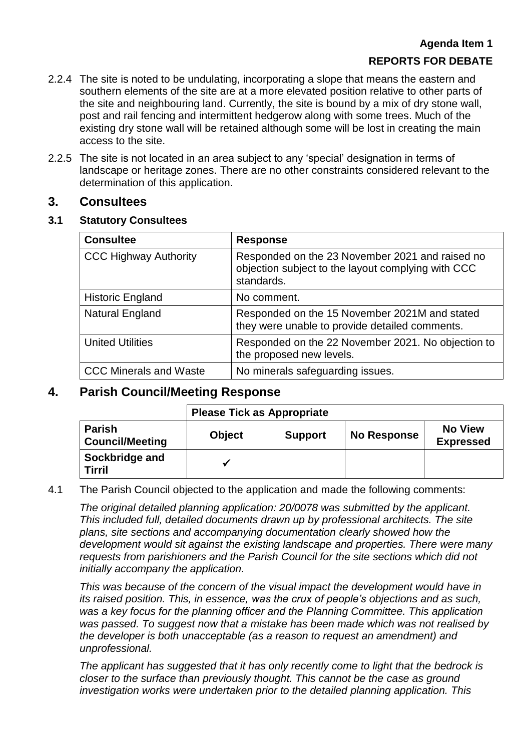2.2.4 The site is noted to be undulating, incorporating a slope that means the eastern and southern elements of the site are at a more elevated position relative to other parts of the site and neighbouring land. Currently, the site is bound by a mix of dry stone wall, post and rail fencing and intermittent hedgerow along with some trees. Much of the existing dry stone wall will be retained although some will be lost in creating the main access to the site.

2.2.5 The site is not located in an area subject to any 'special' designation in terms of landscape or heritage zones. There are no other constraints considered relevant to the determination of this application.

## 3. Consultees

### 3.1 Statutory Consultees

| Consultee | Response |
|---|---|
| CCC Highway Authority | Responded on the 23 November 2021 and raised no objection subject to the layout complying with CCC standards. |
| Historic England | No comment. |
| Natural England | Responded on the 15 November 2021M and stated they were unable to provide detailed comments. |
| United Utilities | Responded on the 22 November 2021. No objection to the proposed new levels. |
| CCC Minerals and Waste | No minerals safeguarding issues. |

## 4. Parish Council/Meeting Response

| | Please Tick as Appropriate | | | |
|---|---|---|---|---|
| **Parish Council/Meeting** | **Object** | **Support** | **No Response** | **No View Expressed** |
| **Sockbridge and Tirril** | ✓ | | | |

4.1 The Parish Council objected to the application and made the following comments:

*The original detailed planning application: 20/0078 was submitted by the applicant. This included full, detailed documents drawn up by professional architects. The site plans, site sections and accompanying documentation clearly showed how the development would sit against the existing landscape and properties. There were many requests from parishioners and the Parish Council for the site sections which did not initially accompany the application.*

*This was because of the concern of the visual impact the development would have in its raised position. This, in essence, was the crux of people's objections and as such, was a key focus for the planning officer and the Planning Committee. This application was passed. To suggest now that a mistake has been made which was not realised by the developer is both unacceptable (as a reason to request an amendment) and unprofessional.*

*The applicant has suggested that it has only recently come to light that the bedrock is closer to the surface than previously thought. This cannot be the case as ground investigation works were undertaken prior to the detailed planning application. This*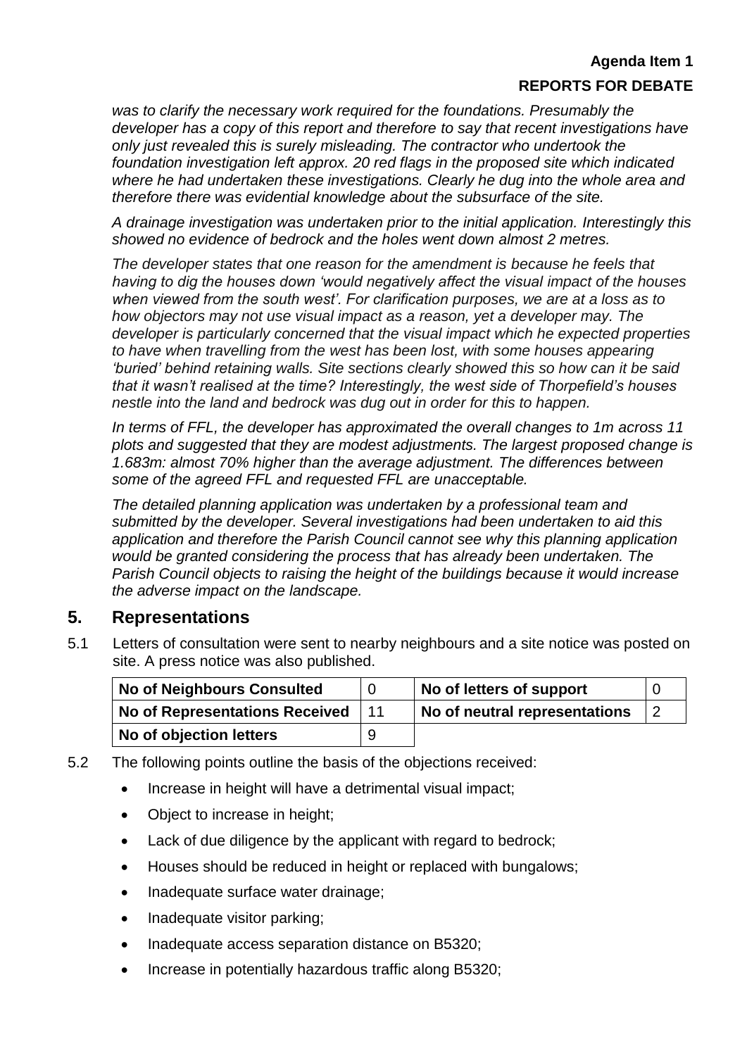*was to clarify the necessary work required for the foundations. Presumably the developer has a copy of this report and therefore to say that recent investigations have only just revealed this is surely misleading. The contractor who undertook the foundation investigation left approx. 20 red flags in the proposed site which indicated where he had undertaken these investigations. Clearly he dug into the whole area and therefore there was evidential knowledge about the subsurface of the site.*

*A drainage investigation was undertaken prior to the initial application. Interestingly this showed no evidence of bedrock and the holes went down almost 2 metres.*

*The developer states that one reason for the amendment is because he feels that having to dig the houses down 'would negatively affect the visual impact of the houses when viewed from the south west'. For clarification purposes, we are at a loss as to how objectors may not use visual impact as a reason, yet a developer may. The developer is particularly concerned that the visual impact which he expected properties to have when travelling from the west has been lost, with some houses appearing 'buried' behind retaining walls. Site sections clearly showed this so how can it be said that it wasn't realised at the time? Interestingly, the west side of Thorpefield's houses nestle into the land and bedrock was dug out in order for this to happen.*

*In terms of FFL, the developer has approximated the overall changes to 1m across 11 plots and suggested that they are modest adjustments. The largest proposed change is 1.683m: almost 70% higher than the average adjustment. The differences between some of the agreed FFL and requested FFL are unacceptable.*

*The detailed planning application was undertaken by a professional team and submitted by the developer. Several investigations had been undertaken to aid this application and therefore the Parish Council cannot see why this planning application would be granted considering the process that has already been undertaken. The Parish Council objects to raising the height of the buildings because it would increase the adverse impact on the landscape.*

## 5. Representations

5.1 Letters of consultation were sent to nearby neighbours and a site notice was posted on site. A press notice was also published.

| No of Neighbours Consulted | 0 | No of letters of support | 0 |
|---|---|---|---|
| No of Representations Received | 11 | No of neutral representations | 2 |
| No of objection letters | 9 | | |

5.2 The following points outline the basis of the objections received:

- Increase in height will have a detrimental visual impact;
- Object to increase in height;
- Lack of due diligence by the applicant with regard to bedrock;
- Houses should be reduced in height or replaced with bungalows;
- Inadequate surface water drainage;
- Inadequate visitor parking;
- Inadequate access separation distance on B5320;
- Increase in potentially hazardous traffic along B5320;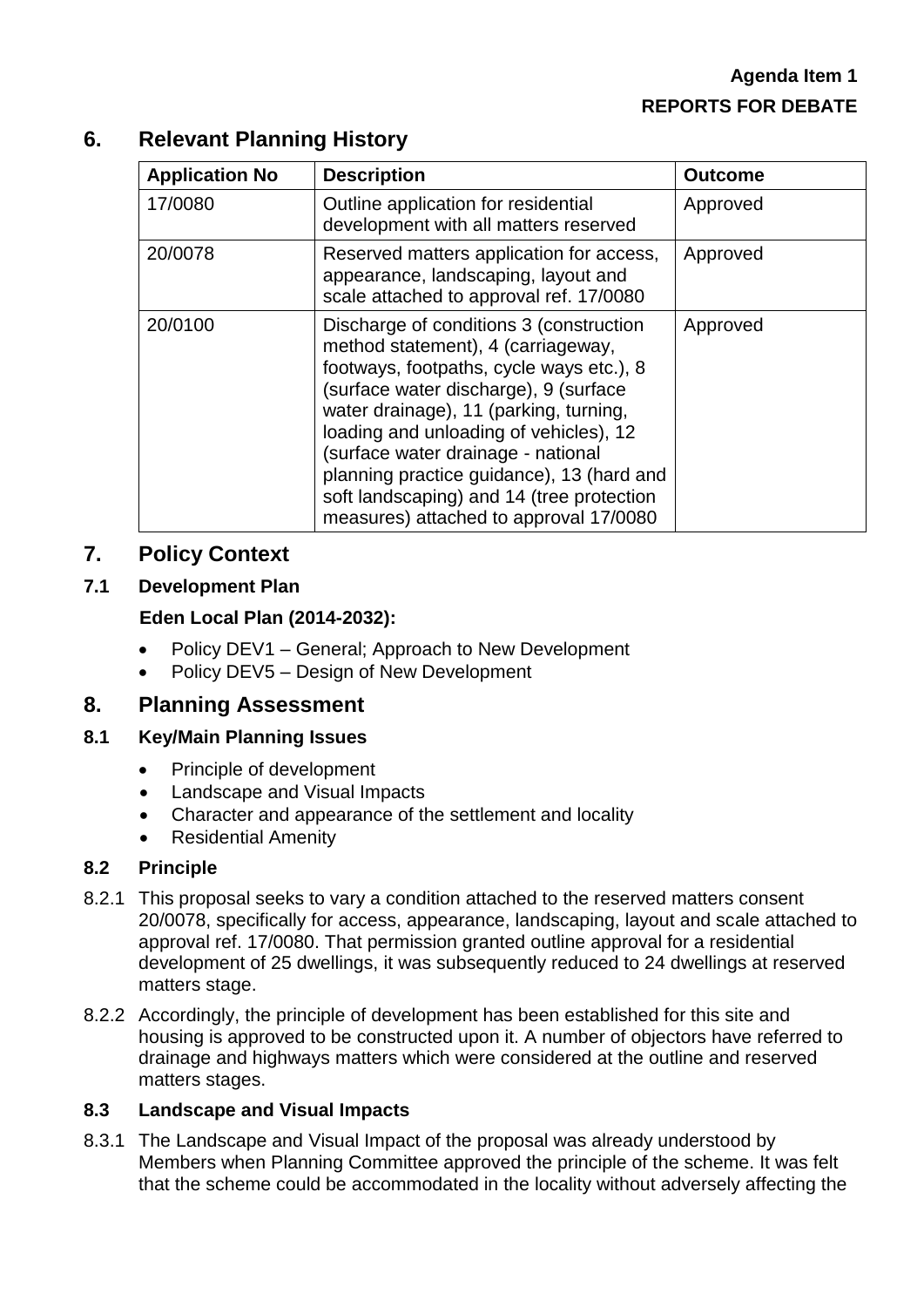## 6. Relevant Planning History

| Application No | Description | Outcome |
|---|---|---|
| 17/0080 | Outline application for residential development with all matters reserved | Approved |
| 20/0078 | Reserved matters application for access, appearance, landscaping, layout and scale attached to approval ref. 17/0080 | Approved |
| 20/0100 | Discharge of conditions 3 (construction method statement), 4 (carriageway, footways, footpaths, cycle ways etc.), 8 (surface water discharge), 9 (surface water drainage), 11 (parking, turning, loading and unloading of vehicles), 12 (surface water drainage - national planning practice guidance), 13 (hard and soft landscaping) and 14 (tree protection measures) attached to approval 17/0080 | Approved |

## 7. Policy Context

### 7.1 Development Plan

**Eden Local Plan (2014-2032):**

- Policy DEV1 – General; Approach to New Development
- Policy DEV5 – Design of New Development

## 8. Planning Assessment

### 8.1 Key/Main Planning Issues

- Principle of development
- Landscape and Visual Impacts
- Character and appearance of the settlement and locality
- Residential Amenity

### 8.2 Principle

8.2.1 This proposal seeks to vary a condition attached to the reserved matters consent 20/0078, specifically for access, appearance, landscaping, layout and scale attached to approval ref. 17/0080. That permission granted outline approval for a residential development of 25 dwellings, it was subsequently reduced to 24 dwellings at reserved matters stage.

8.2.2 Accordingly, the principle of development has been established for this site and housing is approved to be constructed upon it. A number of objectors have referred to drainage and highways matters which were considered at the outline and reserved matters stages.

### 8.3 Landscape and Visual Impacts

8.3.1 The Landscape and Visual Impact of the proposal was already understood by Members when Planning Committee approved the principle of the scheme. It was felt that the scheme could be accommodated in the locality without adversely affecting the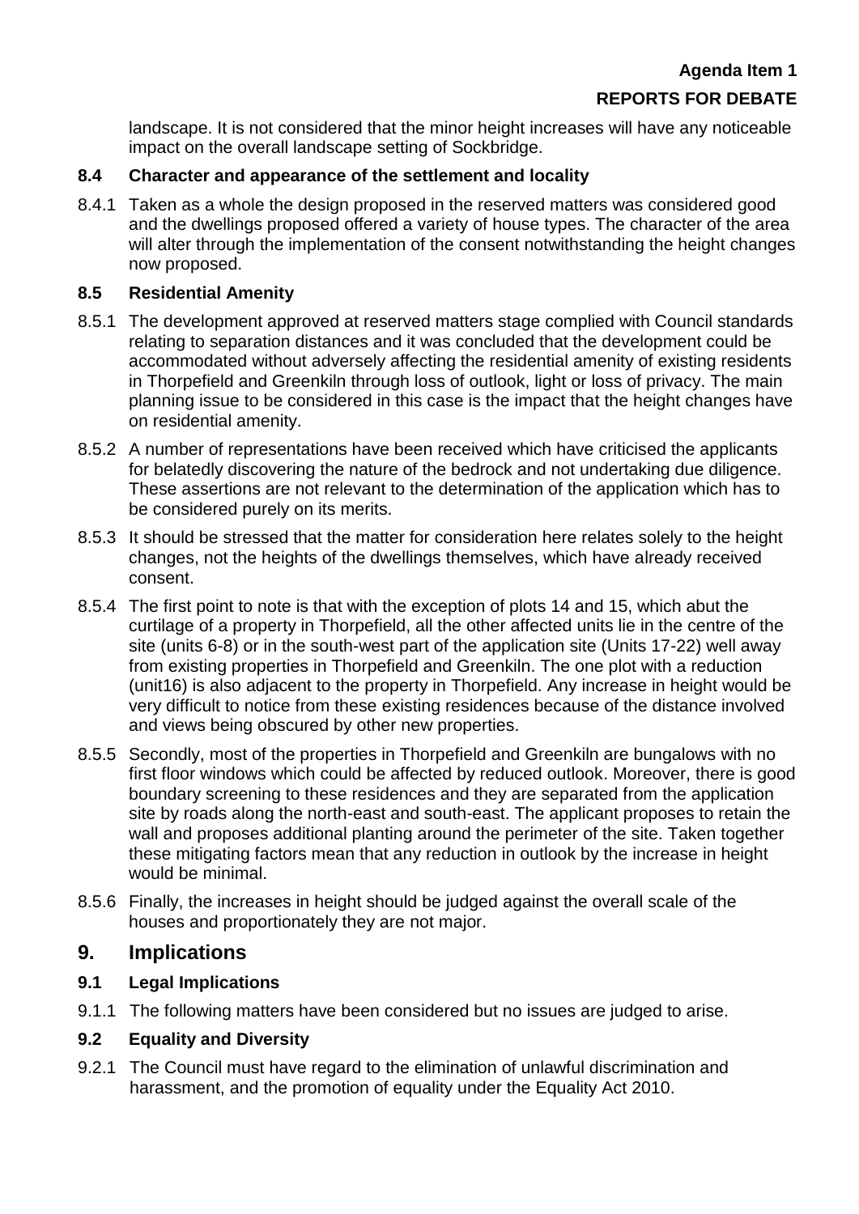landscape. It is not considered that the minor height increases will have any noticeable impact on the overall landscape setting of Sockbridge.

### 8.4 Character and appearance of the settlement and locality

8.4.1 Taken as a whole the design proposed in the reserved matters was considered good and the dwellings proposed offered a variety of house types. The character of the area will alter through the implementation of the consent notwithstanding the height changes now proposed.

### 8.5 Residential Amenity

8.5.1 The development approved at reserved matters stage complied with Council standards relating to separation distances and it was concluded that the development could be accommodated without adversely affecting the residential amenity of existing residents in Thorpefield and Greenkiln through loss of outlook, light or loss of privacy. The main planning issue to be considered in this case is the impact that the height changes have on residential amenity.

8.5.2 A number of representations have been received which have criticised the applicants for belatedly discovering the nature of the bedrock and not undertaking due diligence. These assertions are not relevant to the determination of the application which has to be considered purely on its merits.

8.5.3 It should be stressed that the matter for consideration here relates solely to the height changes, not the heights of the dwellings themselves, which have already received consent.

8.5.4 The first point to note is that with the exception of plots 14 and 15, which abut the curtilage of a property in Thorpefield, all the other affected units lie in the centre of the site (units 6-8) or in the south-west part of the application site (Units 17-22) well away from existing properties in Thorpefield and Greenkiln. The one plot with a reduction (unit16) is also adjacent to the property in Thorpefield. Any increase in height would be very difficult to notice from these existing residences because of the distance involved and views being obscured by other new properties.

8.5.5 Secondly, most of the properties in Thorpefield and Greenkiln are bungalows with no first floor windows which could be affected by reduced outlook. Moreover, there is good boundary screening to these residences and they are separated from the application site by roads along the north-east and south-east. The applicant proposes to retain the wall and proposes additional planting around the perimeter of the site. Taken together these mitigating factors mean that any reduction in outlook by the increase in height would be minimal.

8.5.6 Finally, the increases in height should be judged against the overall scale of the houses and proportionately they are not major.

## 9. Implications

### 9.1 Legal Implications

9.1.1 The following matters have been considered but no issues are judged to arise.

### 9.2 Equality and Diversity

9.2.1 The Council must have regard to the elimination of unlawful discrimination and harassment, and the promotion of equality under the Equality Act 2010.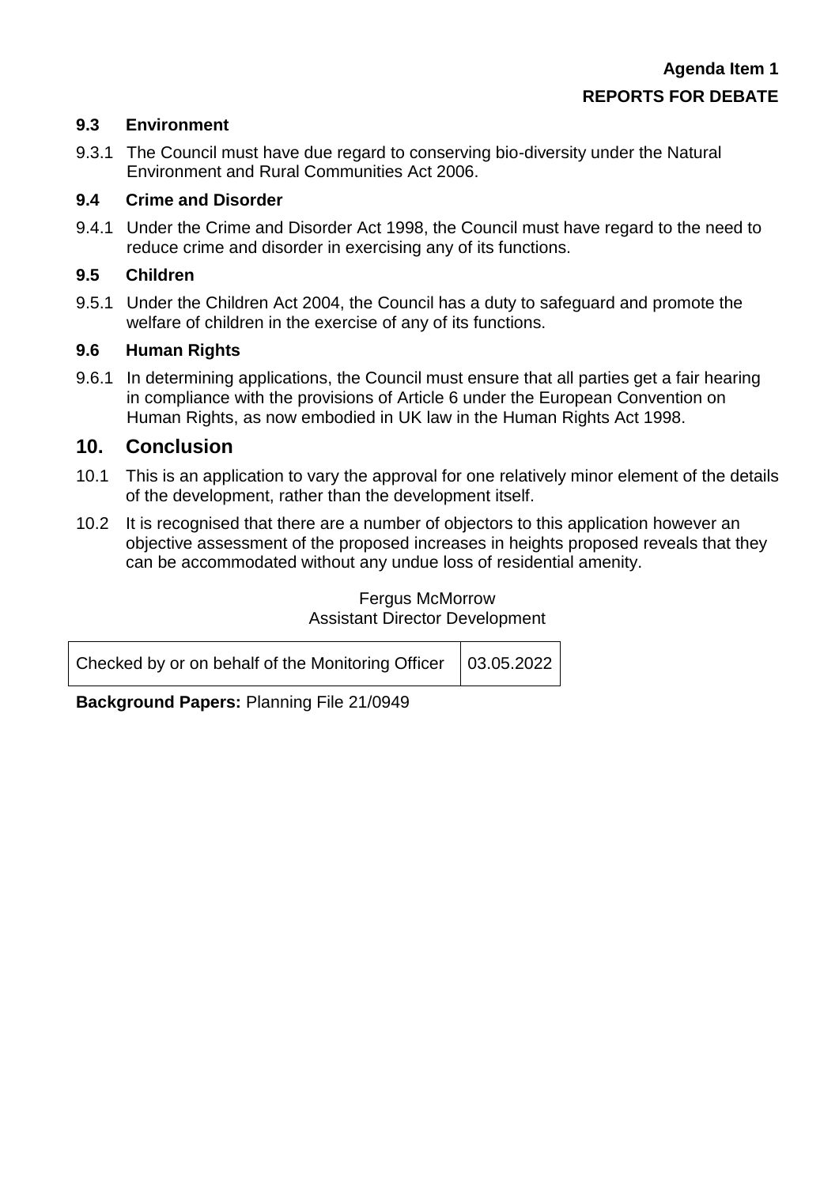**Agenda Item 1**
**REPORTS FOR DEBATE**

### 9.3 Environment

9.3.1 The Council must have due regard to conserving bio-diversity under the Natural Environment and Rural Communities Act 2006.

### 9.4 Crime and Disorder

9.4.1 Under the Crime and Disorder Act 1998, the Council must have regard to the need to reduce crime and disorder in exercising any of its functions.

### 9.5 Children

9.5.1 Under the Children Act 2004, the Council has a duty to safeguard and promote the welfare of children in the exercise of any of its functions.

### 9.6 Human Rights

9.6.1 In determining applications, the Council must ensure that all parties get a fair hearing in compliance with the provisions of Article 6 under the European Convention on Human Rights, as now embodied in UK law in the Human Rights Act 1998.

## 10. Conclusion

10.1 This is an application to vary the approval for one relatively minor element of the details of the development, rather than the development itself.

10.2 It is recognised that there are a number of objectors to this application however an objective assessment of the proposed increases in heights proposed reveals that they can be accommodated without any undue loss of residential amenity.

Fergus McMorrow
Assistant Director Development

| Checked by or on behalf of the Monitoring Officer | 03.05.2022 |
|---|---|

**Background Papers:** Planning File 21/0949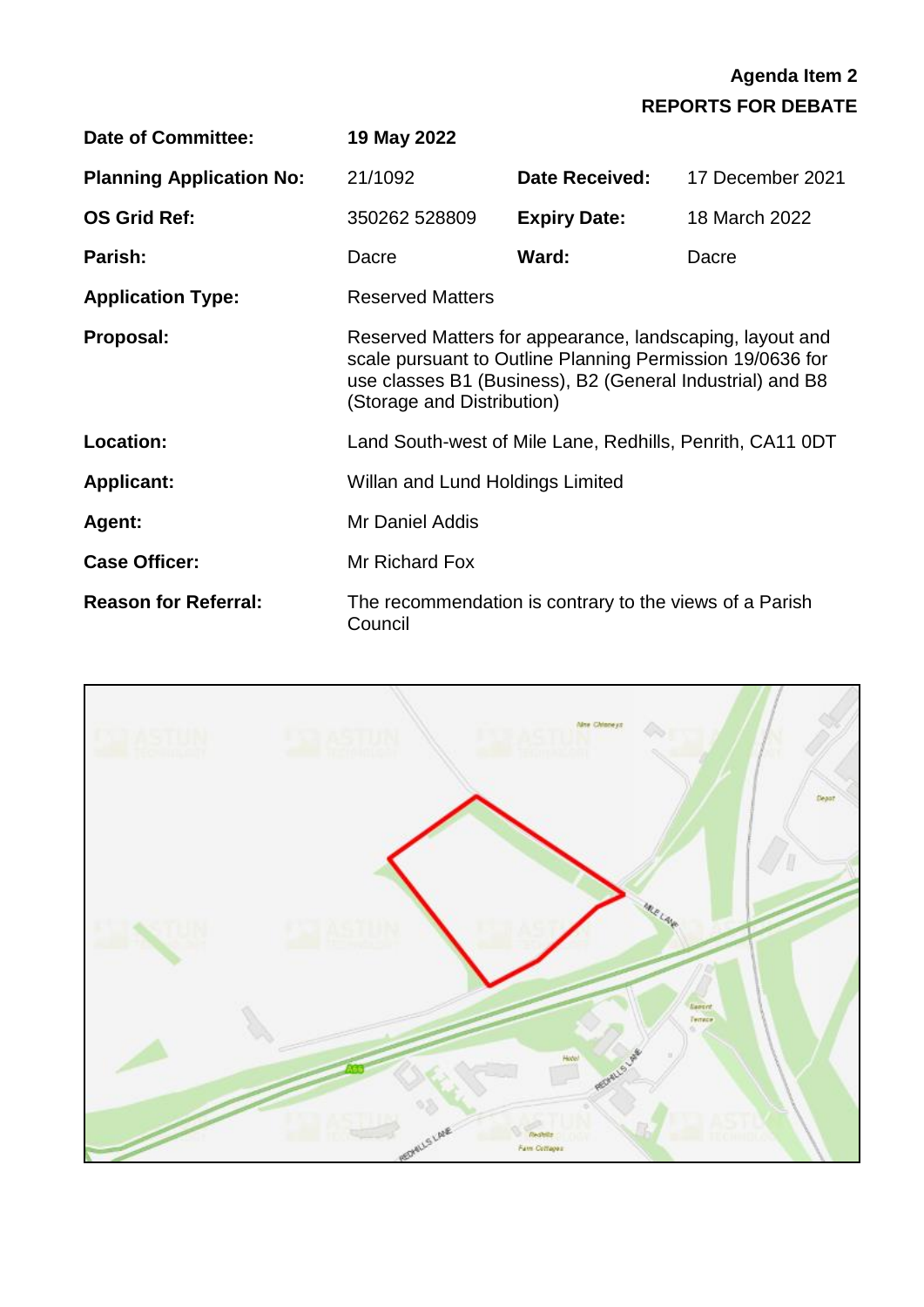**Agenda Item 2**
**REPORTS FOR DEBATE**

| | | | |
|---|---|---|---|
| **Date of Committee:** | **19 May 2022** | | |
| **Planning Application No:** | 21/1092 | **Date Received:** | 17 December 2021 |
| **OS Grid Ref:** | 350262 528809 | **Expiry Date:** | 18 March 2022 |
| **Parish:** | Dacre | **Ward:** | Dacre |
| **Application Type:** | Reserved Matters | | |
| **Proposal:** | Reserved Matters for appearance, landscaping, layout and scale pursuant to Outline Planning Permission 19/0636 for use classes B1 (Business), B2 (General Industrial) and B8 (Storage and Distribution) | | |
| **Location:** | Land South-west of Mile Lane, Redhills, Penrith, CA11 0DT | | |
| **Applicant:** | Willan and Lund Holdings Limited | | |
| **Agent:** | Mr Daniel Addis | | |
| **Case Officer:** | Mr Richard Fox | | |
| **Reason for Referral:** | The recommendation is contrary to the views of a Parish Council | | |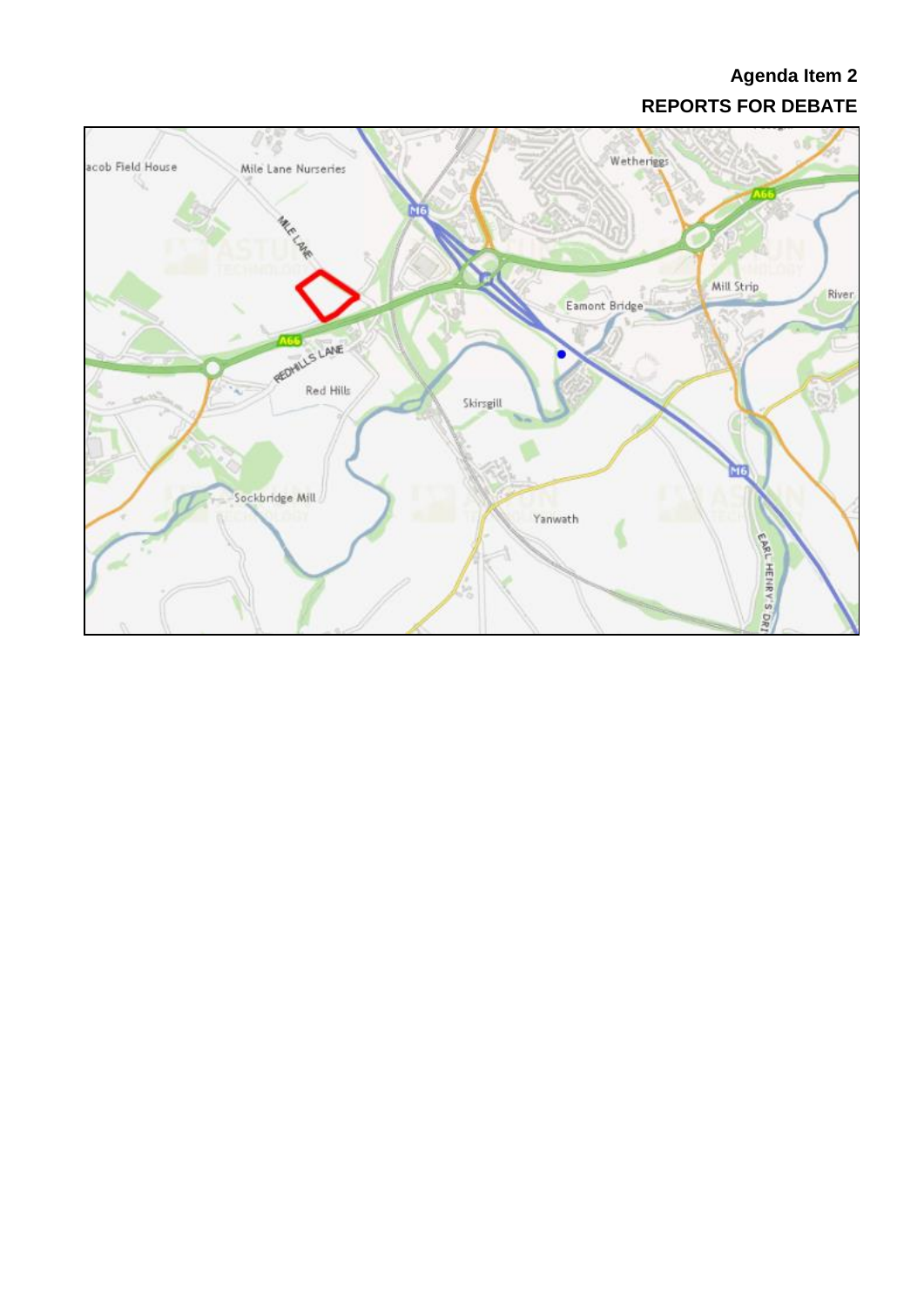**Agenda Item 2**

**REPORTS FOR DEBATE**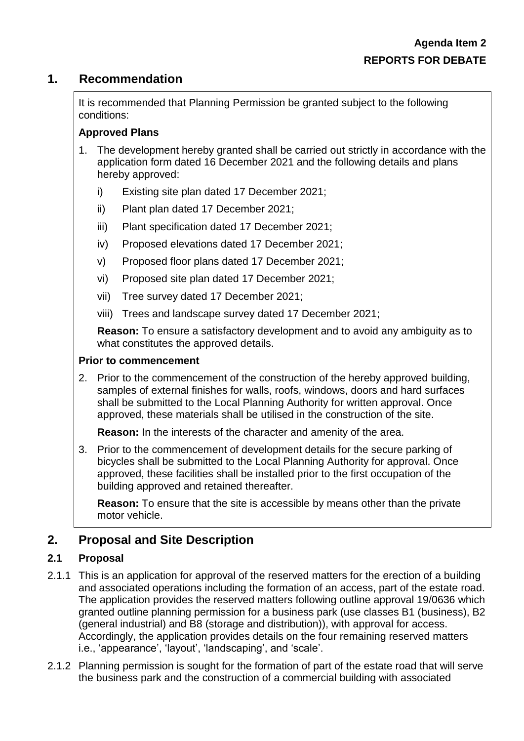**Agenda Item 2**

**REPORTS FOR DEBATE**

## 1. Recommendation

It is recommended that Planning Permission be granted subject to the following conditions:

**Approved Plans**

1. The development hereby granted shall be carried out strictly in accordance with the application form dated 16 December 2021 and the following details and plans hereby approved:

   i) Existing site plan dated 17 December 2021;

   ii) Plant plan dated 17 December 2021;

   iii) Plant specification dated 17 December 2021;

   iv) Proposed elevations dated 17 December 2021;

   v) Proposed floor plans dated 17 December 2021;

   vi) Proposed site plan dated 17 December 2021;

   vii) Tree survey dated 17 December 2021;

   viii) Trees and landscape survey dated 17 December 2021;

   **Reason:** To ensure a satisfactory development and to avoid any ambiguity as to what constitutes the approved details.

**Prior to commencement**

2. Prior to the commencement of the construction of the hereby approved building, samples of external finishes for walls, roofs, windows, doors and hard surfaces shall be submitted to the Local Planning Authority for written approval. Once approved, these materials shall be utilised in the construction of the site.

   **Reason:** In the interests of the character and amenity of the area.

3. Prior to the commencement of development details for the secure parking of bicycles shall be submitted to the Local Planning Authority for approval. Once approved, these facilities shall be installed prior to the first occupation of the building approved and retained thereafter.

   **Reason:** To ensure that the site is accessible by means other than the private motor vehicle.

## 2. Proposal and Site Description

### 2.1 Proposal

2.1.1 This is an application for approval of the reserved matters for the erection of a building and associated operations including the formation of an access, part of the estate road. The application provides the reserved matters following outline approval 19/0636 which granted outline planning permission for a business park (use classes B1 (business), B2 (general industrial) and B8 (storage and distribution)), with approval for access. Accordingly, the application provides details on the four remaining reserved matters i.e., 'appearance', 'layout', 'landscaping', and 'scale'.

2.1.2 Planning permission is sought for the formation of part of the estate road that will serve the business park and the construction of a commercial building with associated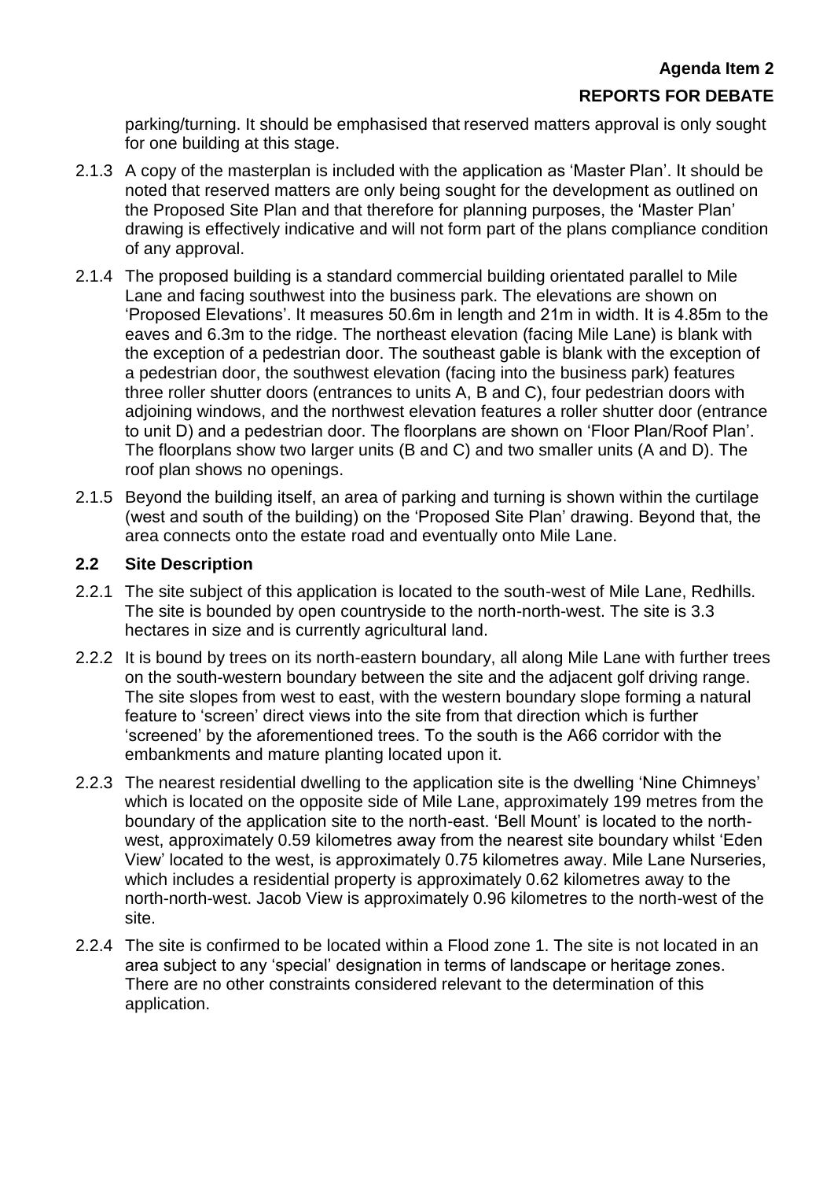parking/turning. It should be emphasised that reserved matters approval is only sought for one building at this stage.

2.1.3 A copy of the masterplan is included with the application as 'Master Plan'. It should be noted that reserved matters are only being sought for the development as outlined on the Proposed Site Plan and that therefore for planning purposes, the 'Master Plan' drawing is effectively indicative and will not form part of the plans compliance condition of any approval.

2.1.4 The proposed building is a standard commercial building orientated parallel to Mile Lane and facing southwest into the business park. The elevations are shown on 'Proposed Elevations'. It measures 50.6m in length and 21m in width. It is 4.85m to the eaves and 6.3m to the ridge. The northeast elevation (facing Mile Lane) is blank with the exception of a pedestrian door. The southeast gable is blank with the exception of a pedestrian door, the southwest elevation (facing into the business park) features three roller shutter doors (entrances to units A, B and C), four pedestrian doors with adjoining windows, and the northwest elevation features a roller shutter door (entrance to unit D) and a pedestrian door. The floorplans are shown on 'Floor Plan/Roof Plan'. The floorplans show two larger units (B and C) and two smaller units (A and D). The roof plan shows no openings.

2.1.5 Beyond the building itself, an area of parking and turning is shown within the curtilage (west and south of the building) on the 'Proposed Site Plan' drawing. Beyond that, the area connects onto the estate road and eventually onto Mile Lane.

## 2.2 Site Description

2.2.1 The site subject of this application is located to the south-west of Mile Lane, Redhills. The site is bounded by open countryside to the north-north-west. The site is 3.3 hectares in size and is currently agricultural land.

2.2.2 It is bound by trees on its north-eastern boundary, all along Mile Lane with further trees on the south-western boundary between the site and the adjacent golf driving range. The site slopes from west to east, with the western boundary slope forming a natural feature to 'screen' direct views into the site from that direction which is further 'screened' by the aforementioned trees. To the south is the A66 corridor with the embankments and mature planting located upon it.

2.2.3 The nearest residential dwelling to the application site is the dwelling 'Nine Chimneys' which is located on the opposite side of Mile Lane, approximately 199 metres from the boundary of the application site to the north-east. 'Bell Mount' is located to the north-west, approximately 0.59 kilometres away from the nearest site boundary whilst 'Eden View' located to the west, is approximately 0.75 kilometres away. Mile Lane Nurseries, which includes a residential property is approximately 0.62 kilometres away to the north-north-west. Jacob View is approximately 0.96 kilometres to the north-west of the site.

2.2.4 The site is confirmed to be located within a Flood zone 1. The site is not located in an area subject to any 'special' designation in terms of landscape or heritage zones. There are no other constraints considered relevant to the determination of this application.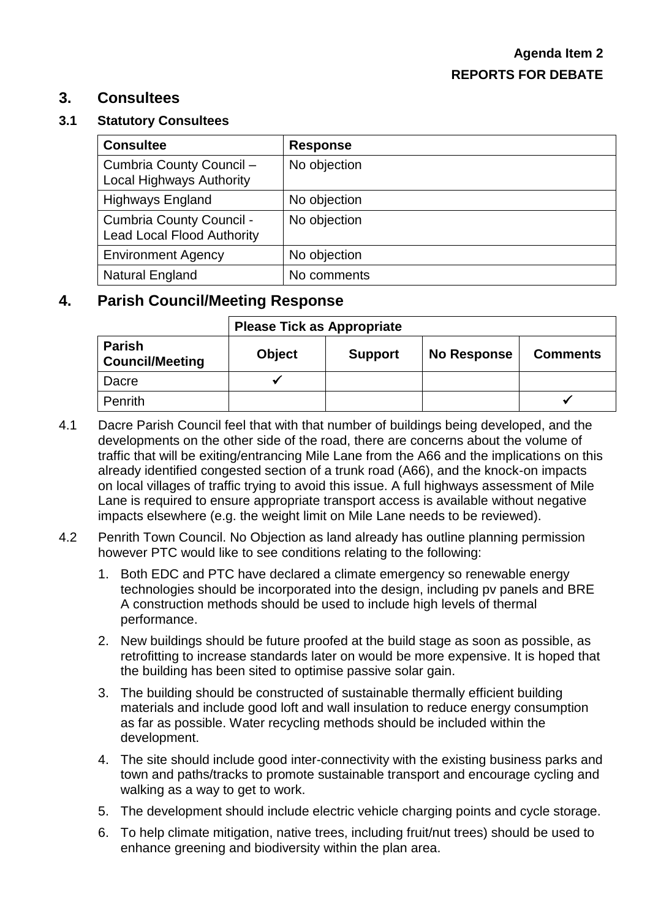**Agenda Item 2**
**REPORTS FOR DEBATE**

## 3. Consultees

### 3.1 Statutory Consultees

| Consultee | Response |
|---|---|
| Cumbria County Council – Local Highways Authority | No objection |
| Highways England | No objection |
| Cumbria County Council - Lead Local Flood Authority | No objection |
| Environment Agency | No objection |
| Natural England | No comments |

## 4. Parish Council/Meeting Response

| | Please Tick as Appropriate | | | |
|---|---|---|---|---|
| **Parish Council/Meeting** | **Object** | **Support** | **No Response** | **Comments** |
| Dacre | ✓ | | | |
| Penrith | | | | ✓ |

4.1 Dacre Parish Council feel that with that number of buildings being developed, and the developments on the other side of the road, there are concerns about the volume of traffic that will be exiting/entrancing Mile Lane from the A66 and the implications on this already identified congested section of a trunk road (A66), and the knock-on impacts on local villages of traffic trying to avoid this issue. A full highways assessment of Mile Lane is required to ensure appropriate transport access is available without negative impacts elsewhere (e.g. the weight limit on Mile Lane needs to be reviewed).

4.2 Penrith Town Council. No Objection as land already has outline planning permission however PTC would like to see conditions relating to the following:

1. Both EDC and PTC have declared a climate emergency so renewable energy technologies should be incorporated into the design, including pv panels and BRE A construction methods should be used to include high levels of thermal performance.
2. New buildings should be future proofed at the build stage as soon as possible, as retrofitting to increase standards later on would be more expensive. It is hoped that the building has been sited to optimise passive solar gain.
3. The building should be constructed of sustainable thermally efficient building materials and include good loft and wall insulation to reduce energy consumption as far as possible. Water recycling methods should be included within the development.
4. The site should include good inter-connectivity with the existing business parks and town and paths/tracks to promote sustainable transport and encourage cycling and walking as a way to get to work.
5. The development should include electric vehicle charging points and cycle storage.
6. To help climate mitigation, native trees, including fruit/nut trees) should be used to enhance greening and biodiversity within the plan area.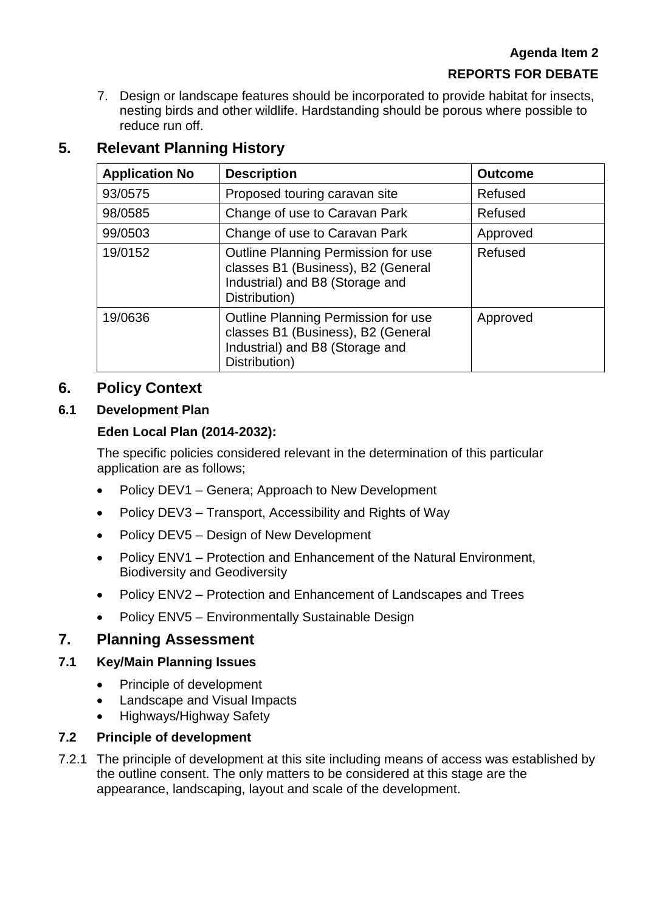7. Design or landscape features should be incorporated to provide habitat for insects, nesting birds and other wildlife. Hardstanding should be porous where possible to reduce run off.

## 5. Relevant Planning History

| Application No | Description | Outcome |
|---|---|---|
| 93/0575 | Proposed touring caravan site | Refused |
| 98/0585 | Change of use to Caravan Park | Refused |
| 99/0503 | Change of use to Caravan Park | Approved |
| 19/0152 | Outline Planning Permission for use classes B1 (Business), B2 (General Industrial) and B8 (Storage and Distribution) | Refused |
| 19/0636 | Outline Planning Permission for use classes B1 (Business), B2 (General Industrial) and B8 (Storage and Distribution) | Approved |

## 6. Policy Context

### 6.1 Development Plan

**Eden Local Plan (2014-2032):**

The specific policies considered relevant in the determination of this particular application are as follows;

- Policy DEV1 – Genera; Approach to New Development
- Policy DEV3 – Transport, Accessibility and Rights of Way
- Policy DEV5 – Design of New Development
- Policy ENV1 – Protection and Enhancement of the Natural Environment, Biodiversity and Geodiversity
- Policy ENV2 – Protection and Enhancement of Landscapes and Trees
- Policy ENV5 – Environmentally Sustainable Design

## 7. Planning Assessment

### 7.1 Key/Main Planning Issues

- Principle of development
- Landscape and Visual Impacts
- Highways/Highway Safety

### 7.2 Principle of development

7.2.1 The principle of development at this site including means of access was established by the outline consent. The only matters to be considered at this stage are the appearance, landscaping, layout and scale of the development.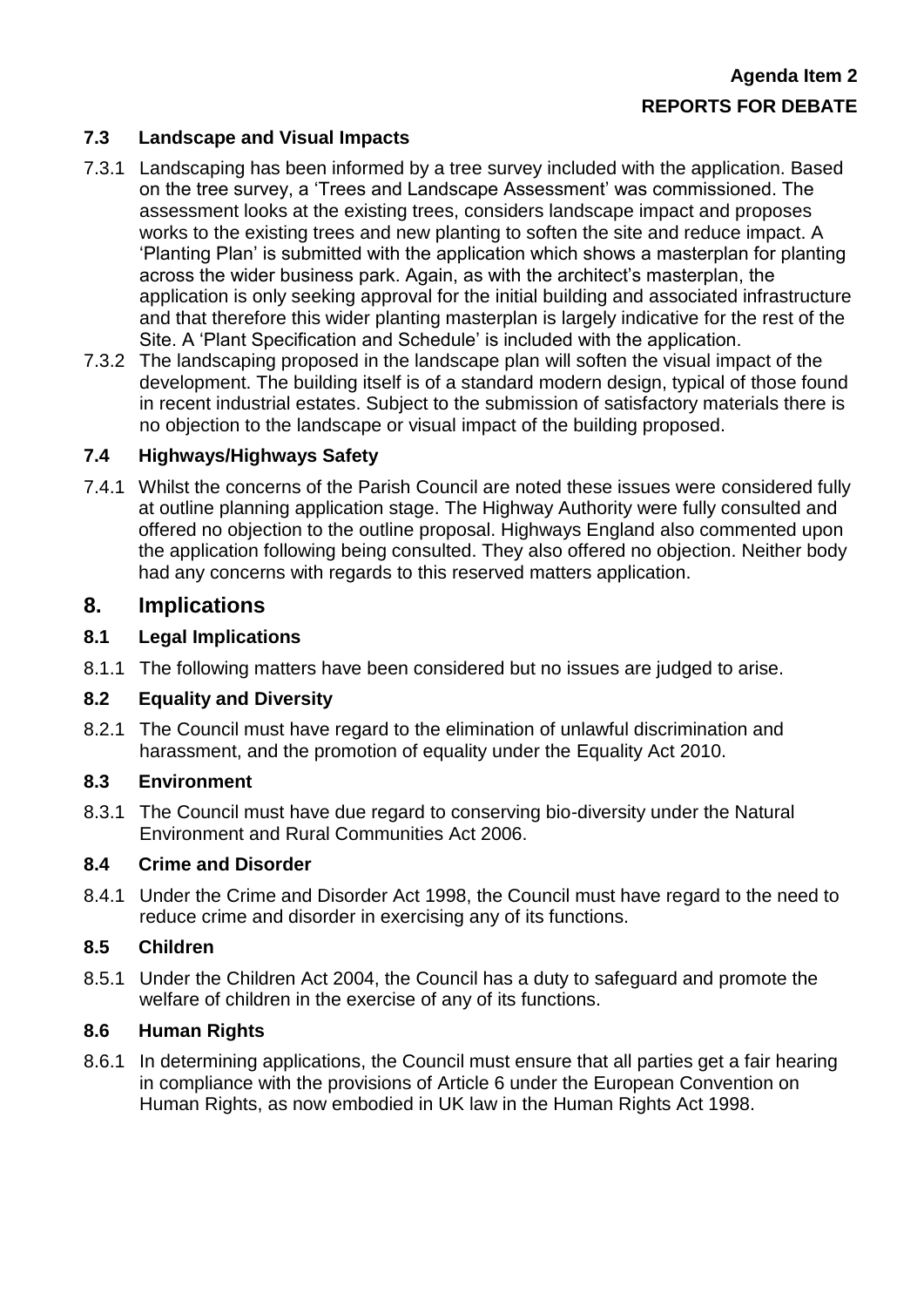**Agenda Item 2**

**REPORTS FOR DEBATE**

### 7.3 Landscape and Visual Impacts

7.3.1 Landscaping has been informed by a tree survey included with the application. Based on the tree survey, a 'Trees and Landscape Assessment' was commissioned. The assessment looks at the existing trees, considers landscape impact and proposes works to the existing trees and new planting to soften the site and reduce impact. A 'Planting Plan' is submitted with the application which shows a masterplan for planting across the wider business park. Again, as with the architect's masterplan, the application is only seeking approval for the initial building and associated infrastructure and that therefore this wider planting masterplan is largely indicative for the rest of the Site. A 'Plant Specification and Schedule' is included with the application.

7.3.2 The landscaping proposed in the landscape plan will soften the visual impact of the development. The building itself is of a standard modern design, typical of those found in recent industrial estates. Subject to the submission of satisfactory materials there is no objection to the landscape or visual impact of the building proposed.

### 7.4 Highways/Highways Safety

7.4.1 Whilst the concerns of the Parish Council are noted these issues were considered fully at outline planning application stage. The Highway Authority were fully consulted and offered no objection to the outline proposal. Highways England also commented upon the application following being consulted. They also offered no objection. Neither body had any concerns with regards to this reserved matters application.

## 8. Implications

### 8.1 Legal Implications

8.1.1 The following matters have been considered but no issues are judged to arise.

### 8.2 Equality and Diversity

8.2.1 The Council must have regard to the elimination of unlawful discrimination and harassment, and the promotion of equality under the Equality Act 2010.

### 8.3 Environment

8.3.1 The Council must have due regard to conserving bio-diversity under the Natural Environment and Rural Communities Act 2006.

### 8.4 Crime and Disorder

8.4.1 Under the Crime and Disorder Act 1998, the Council must have regard to the need to reduce crime and disorder in exercising any of its functions.

### 8.5 Children

8.5.1 Under the Children Act 2004, the Council has a duty to safeguard and promote the welfare of children in the exercise of any of its functions.

### 8.6 Human Rights

8.6.1 In determining applications, the Council must ensure that all parties get a fair hearing in compliance with the provisions of Article 6 under the European Convention on Human Rights, as now embodied in UK law in the Human Rights Act 1998.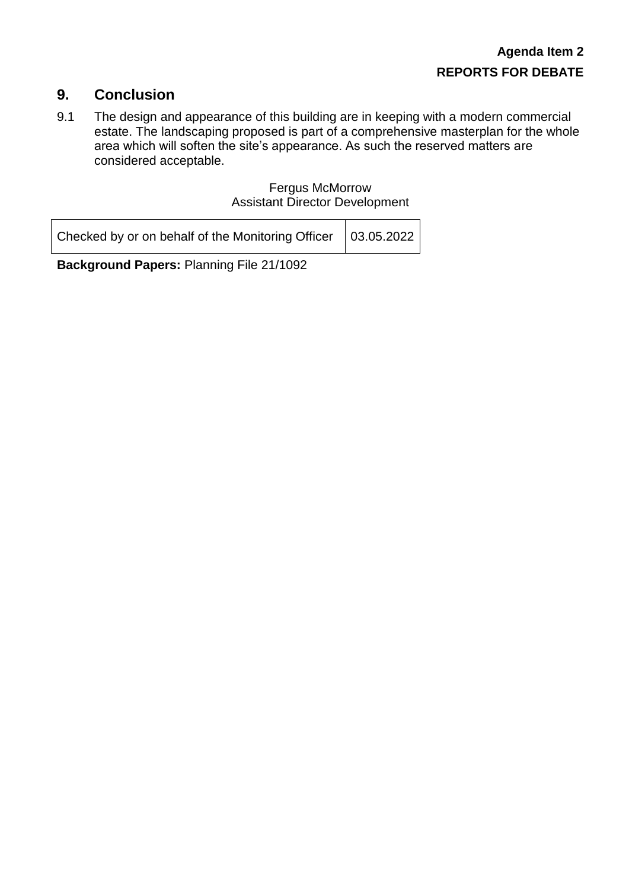**Agenda Item 2**

**REPORTS FOR DEBATE**

## 9. Conclusion

9.1 The design and appearance of this building are in keeping with a modern commercial estate. The landscaping proposed is part of a comprehensive masterplan for the whole area which will soften the site's appearance. As such the reserved matters are considered acceptable.

Fergus McMorrow
Assistant Director Development

| | |
|---|---|
| Checked by or on behalf of the Monitoring Officer | 03.05.2022 |

**Background Papers:** Planning File 21/1092